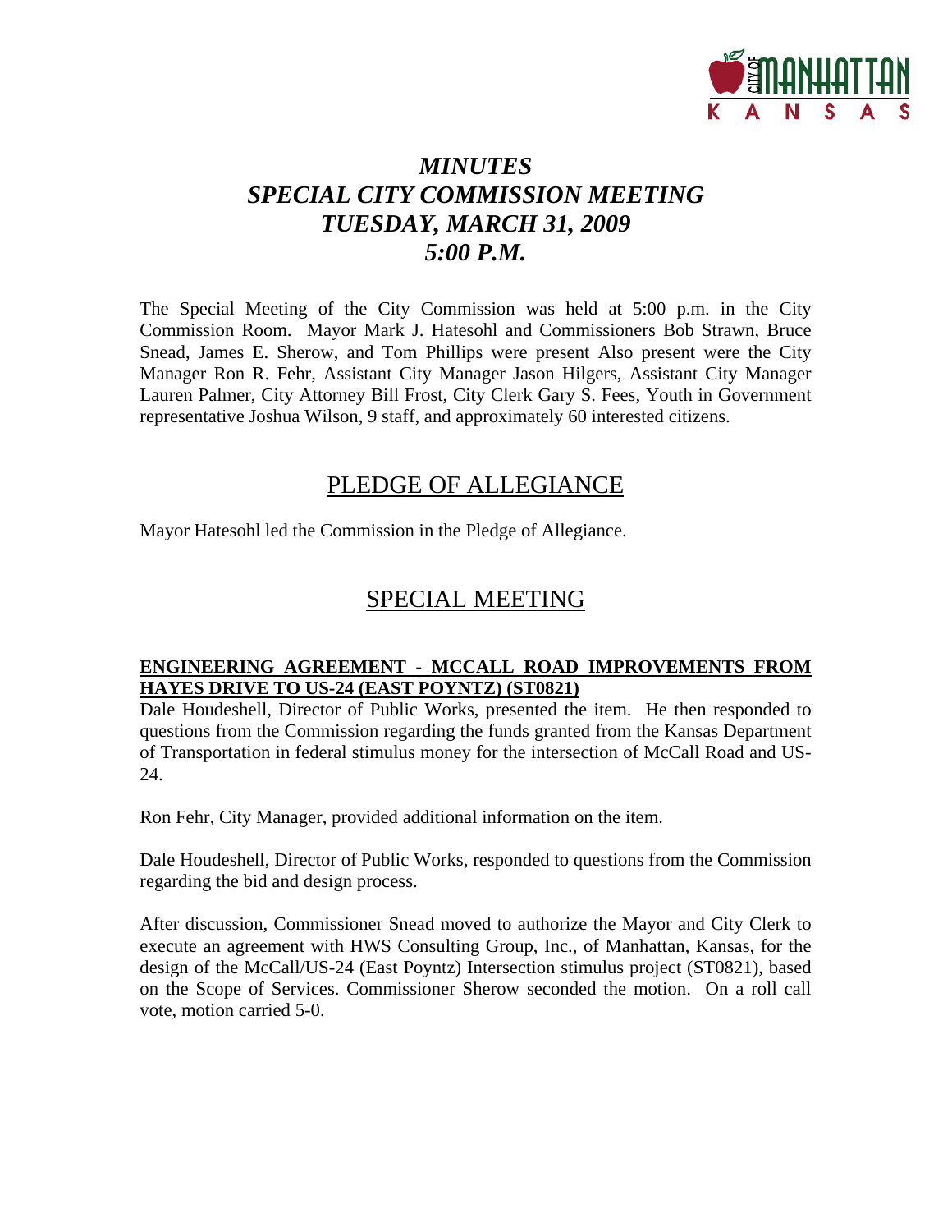# *MINUTES*
# *SPECIAL CITY COMMISSION MEETING*
# *TUESDAY, MARCH 31, 2009*
# *5:00 P.M.*

The Special Meeting of the City Commission was held at 5:00 p.m. in the City Commission Room. Mayor Mark J. Hatesohl and Commissioners Bob Strawn, Bruce Snead, James E. Sherow, and Tom Phillips were present Also present were the City Manager Ron R. Fehr, Assistant City Manager Jason Hilgers, Assistant City Manager Lauren Palmer, City Attorney Bill Frost, City Clerk Gary S. Fees, Youth in Government representative Joshua Wilson, 9 staff, and approximately 60 interested citizens.

## PLEDGE OF ALLEGIANCE

Mayor Hatesohl led the Commission in the Pledge of Allegiance.

## SPECIAL MEETING

**ENGINEERING AGREEMENT - MCCALL ROAD IMPROVEMENTS FROM HAYES DRIVE TO US-24 (EAST POYNTZ) (ST0821)**

Dale Houdeshell, Director of Public Works, presented the item. He then responded to questions from the Commission regarding the funds granted from the Kansas Department of Transportation in federal stimulus money for the intersection of McCall Road and US-24.

Ron Fehr, City Manager, provided additional information on the item.

Dale Houdeshell, Director of Public Works, responded to questions from the Commission regarding the bid and design process.

After discussion, Commissioner Snead moved to authorize the Mayor and City Clerk to execute an agreement with HWS Consulting Group, Inc., of Manhattan, Kansas, for the design of the McCall/US-24 (East Poyntz) Intersection stimulus project (ST0821), based on the Scope of Services. Commissioner Sherow seconded the motion. On a roll call vote, motion carried 5-0.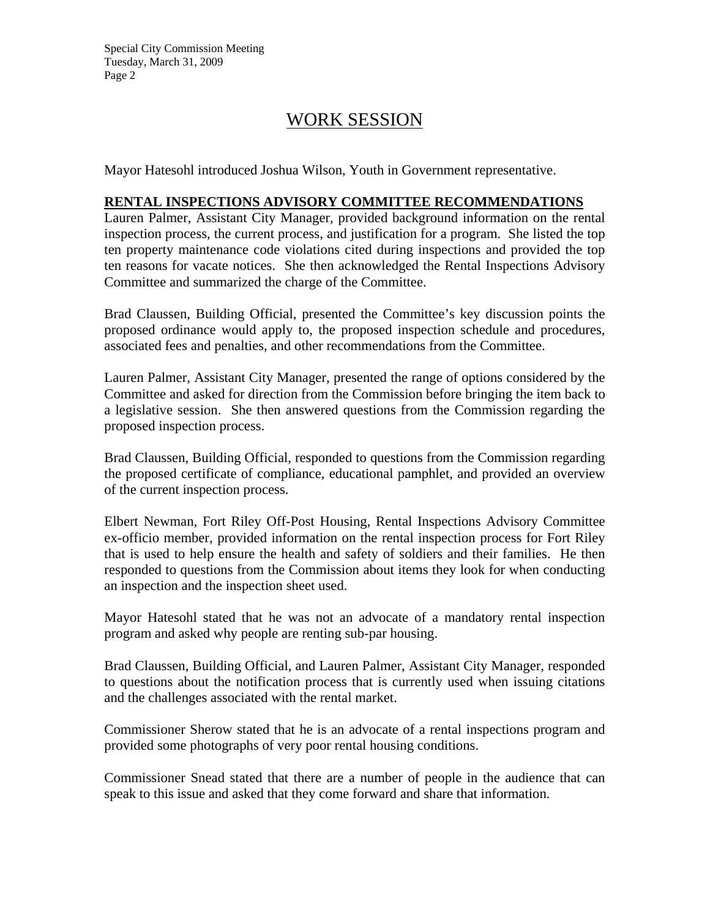# WORK SESSION

Mayor Hatesohl introduced Joshua Wilson, Youth in Government representative.

**RENTAL INSPECTIONS ADVISORY COMMITTEE RECOMMENDATIONS**

Lauren Palmer, Assistant City Manager, provided background information on the rental inspection process, the current process, and justification for a program. She listed the top ten property maintenance code violations cited during inspections and provided the top ten reasons for vacate notices. She then acknowledged the Rental Inspections Advisory Committee and summarized the charge of the Committee.

Brad Claussen, Building Official, presented the Committee's key discussion points the proposed ordinance would apply to, the proposed inspection schedule and procedures, associated fees and penalties, and other recommendations from the Committee.

Lauren Palmer, Assistant City Manager, presented the range of options considered by the Committee and asked for direction from the Commission before bringing the item back to a legislative session. She then answered questions from the Commission regarding the proposed inspection process.

Brad Claussen, Building Official, responded to questions from the Commission regarding the proposed certificate of compliance, educational pamphlet, and provided an overview of the current inspection process.

Elbert Newman, Fort Riley Off-Post Housing, Rental Inspections Advisory Committee ex-officio member, provided information on the rental inspection process for Fort Riley that is used to help ensure the health and safety of soldiers and their families. He then responded to questions from the Commission about items they look for when conducting an inspection and the inspection sheet used.

Mayor Hatesohl stated that he was not an advocate of a mandatory rental inspection program and asked why people are renting sub-par housing.

Brad Claussen, Building Official, and Lauren Palmer, Assistant City Manager, responded to questions about the notification process that is currently used when issuing citations and the challenges associated with the rental market.

Commissioner Sherow stated that he is an advocate of a rental inspections program and provided some photographs of very poor rental housing conditions.

Commissioner Snead stated that there are a number of people in the audience that can speak to this issue and asked that they come forward and share that information.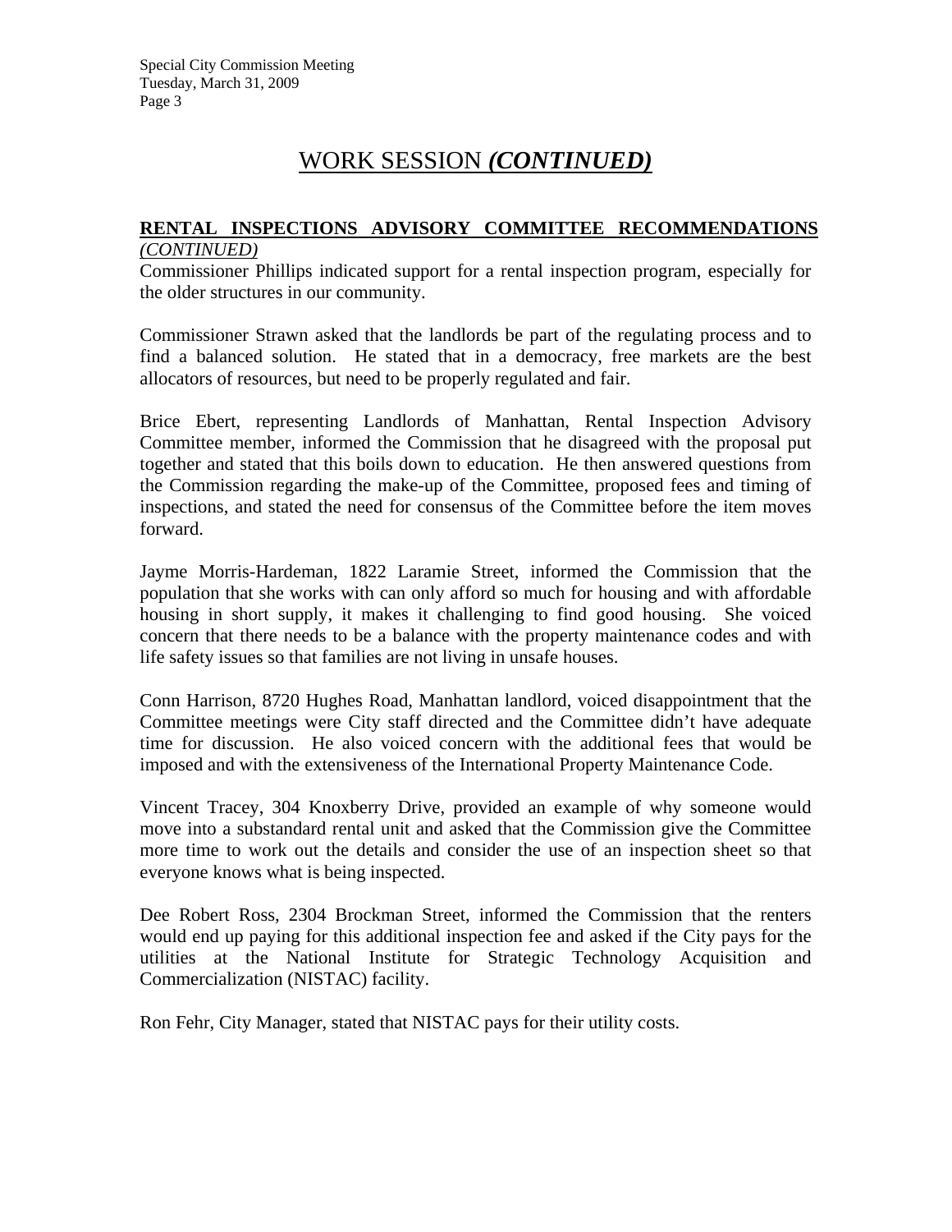# WORK SESSION *(CONTINUED)*

**RENTAL INSPECTIONS ADVISORY COMMITTEE RECOMMENDATIONS** *(CONTINUED)*

Commissioner Phillips indicated support for a rental inspection program, especially for the older structures in our community.

Commissioner Strawn asked that the landlords be part of the regulating process and to find a balanced solution. He stated that in a democracy, free markets are the best allocators of resources, but need to be properly regulated and fair.

Brice Ebert, representing Landlords of Manhattan, Rental Inspection Advisory Committee member, informed the Commission that he disagreed with the proposal put together and stated that this boils down to education. He then answered questions from the Commission regarding the make-up of the Committee, proposed fees and timing of inspections, and stated the need for consensus of the Committee before the item moves forward.

Jayme Morris-Hardeman, 1822 Laramie Street, informed the Commission that the population that she works with can only afford so much for housing and with affordable housing in short supply, it makes it challenging to find good housing. She voiced concern that there needs to be a balance with the property maintenance codes and with life safety issues so that families are not living in unsafe houses.

Conn Harrison, 8720 Hughes Road, Manhattan landlord, voiced disappointment that the Committee meetings were City staff directed and the Committee didn't have adequate time for discussion. He also voiced concern with the additional fees that would be imposed and with the extensiveness of the International Property Maintenance Code.

Vincent Tracey, 304 Knoxberry Drive, provided an example of why someone would move into a substandard rental unit and asked that the Commission give the Committee more time to work out the details and consider the use of an inspection sheet so that everyone knows what is being inspected.

Dee Robert Ross, 2304 Brockman Street, informed the Commission that the renters would end up paying for this additional inspection fee and asked if the City pays for the utilities at the National Institute for Strategic Technology Acquisition and Commercialization (NISTAC) facility.

Ron Fehr, City Manager, stated that NISTAC pays for their utility costs.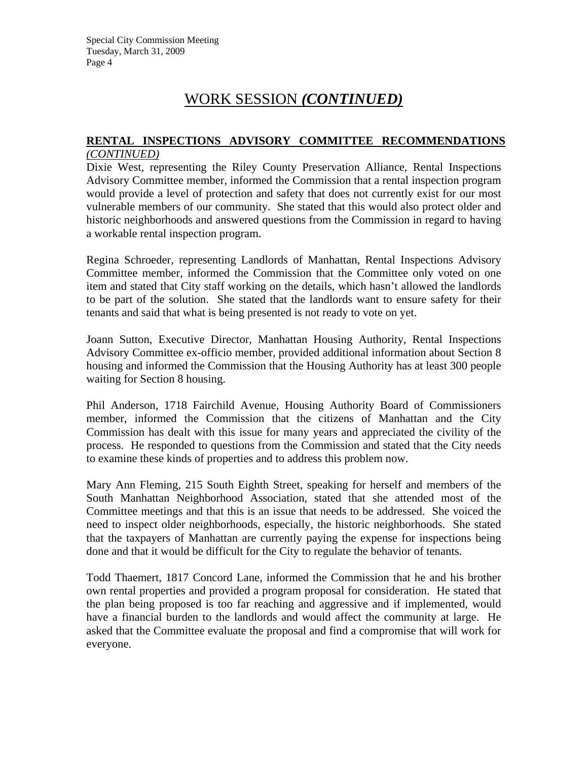# WORK SESSION *(CONTINUED)*

**RENTAL INSPECTIONS ADVISORY COMMITTEE RECOMMENDATIONS** *(CONTINUED)*

Dixie West, representing the Riley County Preservation Alliance, Rental Inspections Advisory Committee member, informed the Commission that a rental inspection program would provide a level of protection and safety that does not currently exist for our most vulnerable members of our community. She stated that this would also protect older and historic neighborhoods and answered questions from the Commission in regard to having a workable rental inspection program.

Regina Schroeder, representing Landlords of Manhattan, Rental Inspections Advisory Committee member, informed the Commission that the Committee only voted on one item and stated that City staff working on the details, which hasn't allowed the landlords to be part of the solution. She stated that the landlords want to ensure safety for their tenants and said that what is being presented is not ready to vote on yet.

Joann Sutton, Executive Director, Manhattan Housing Authority, Rental Inspections Advisory Committee ex-officio member, provided additional information about Section 8 housing and informed the Commission that the Housing Authority has at least 300 people waiting for Section 8 housing.

Phil Anderson, 1718 Fairchild Avenue, Housing Authority Board of Commissioners member, informed the Commission that the citizens of Manhattan and the City Commission has dealt with this issue for many years and appreciated the civility of the process. He responded to questions from the Commission and stated that the City needs to examine these kinds of properties and to address this problem now.

Mary Ann Fleming, 215 South Eighth Street, speaking for herself and members of the South Manhattan Neighborhood Association, stated that she attended most of the Committee meetings and that this is an issue that needs to be addressed. She voiced the need to inspect older neighborhoods, especially, the historic neighborhoods. She stated that the taxpayers of Manhattan are currently paying the expense for inspections being done and that it would be difficult for the City to regulate the behavior of tenants.

Todd Thaemert, 1817 Concord Lane, informed the Commission that he and his brother own rental properties and provided a program proposal for consideration. He stated that the plan being proposed is too far reaching and aggressive and if implemented, would have a financial burden to the landlords and would affect the community at large. He asked that the Committee evaluate the proposal and find a compromise that will work for everyone.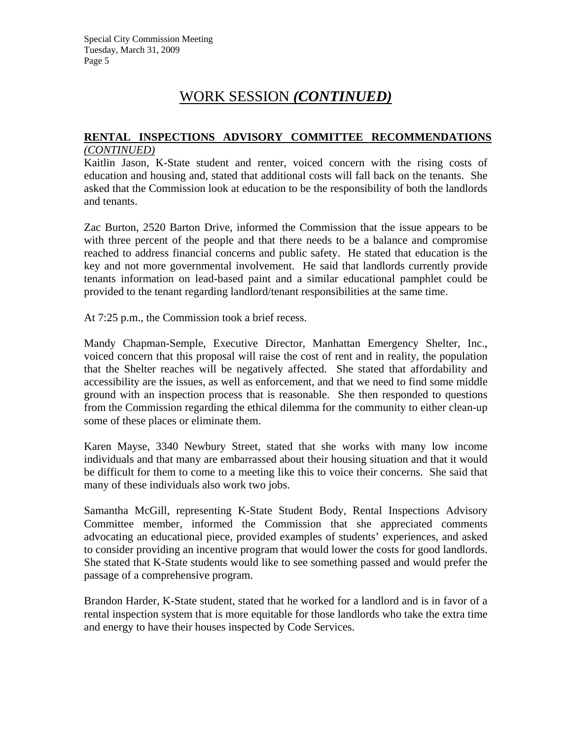# WORK SESSION *(CONTINUED)*

**RENTAL INSPECTIONS ADVISORY COMMITTEE RECOMMENDATIONS** *(CONTINUED)*

Kaitlin Jason, K-State student and renter, voiced concern with the rising costs of education and housing and, stated that additional costs will fall back on the tenants. She asked that the Commission look at education to be the responsibility of both the landlords and tenants.

Zac Burton, 2520 Barton Drive, informed the Commission that the issue appears to be with three percent of the people and that there needs to be a balance and compromise reached to address financial concerns and public safety. He stated that education is the key and not more governmental involvement. He said that landlords currently provide tenants information on lead-based paint and a similar educational pamphlet could be provided to the tenant regarding landlord/tenant responsibilities at the same time.

At 7:25 p.m., the Commission took a brief recess.

Mandy Chapman-Semple, Executive Director, Manhattan Emergency Shelter, Inc., voiced concern that this proposal will raise the cost of rent and in reality, the population that the Shelter reaches will be negatively affected. She stated that affordability and accessibility are the issues, as well as enforcement, and that we need to find some middle ground with an inspection process that is reasonable. She then responded to questions from the Commission regarding the ethical dilemma for the community to either clean-up some of these places or eliminate them.

Karen Mayse, 3340 Newbury Street, stated that she works with many low income individuals and that many are embarrassed about their housing situation and that it would be difficult for them to come to a meeting like this to voice their concerns. She said that many of these individuals also work two jobs.

Samantha McGill, representing K-State Student Body, Rental Inspections Advisory Committee member, informed the Commission that she appreciated comments advocating an educational piece, provided examples of students' experiences, and asked to consider providing an incentive program that would lower the costs for good landlords. She stated that K-State students would like to see something passed and would prefer the passage of a comprehensive program.

Brandon Harder, K-State student, stated that he worked for a landlord and is in favor of a rental inspection system that is more equitable for those landlords who take the extra time and energy to have their houses inspected by Code Services.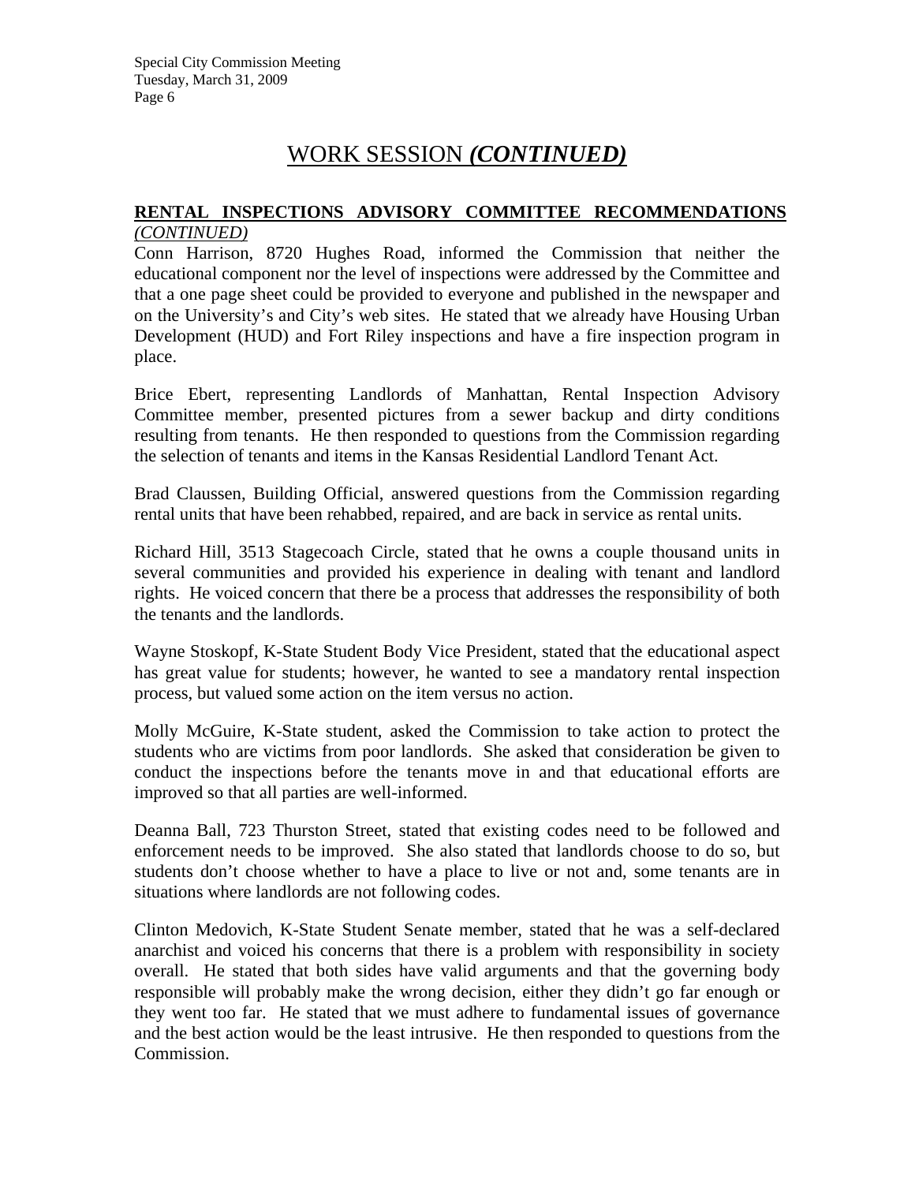# WORK SESSION *(CONTINUED)*

**RENTAL INSPECTIONS ADVISORY COMMITTEE RECOMMENDATIONS** *(CONTINUED)*

Conn Harrison, 8720 Hughes Road, informed the Commission that neither the educational component nor the level of inspections were addressed by the Committee and that a one page sheet could be provided to everyone and published in the newspaper and on the University's and City's web sites. He stated that we already have Housing Urban Development (HUD) and Fort Riley inspections and have a fire inspection program in place.

Brice Ebert, representing Landlords of Manhattan, Rental Inspection Advisory Committee member, presented pictures from a sewer backup and dirty conditions resulting from tenants. He then responded to questions from the Commission regarding the selection of tenants and items in the Kansas Residential Landlord Tenant Act.

Brad Claussen, Building Official, answered questions from the Commission regarding rental units that have been rehabbed, repaired, and are back in service as rental units.

Richard Hill, 3513 Stagecoach Circle, stated that he owns a couple thousand units in several communities and provided his experience in dealing with tenant and landlord rights. He voiced concern that there be a process that addresses the responsibility of both the tenants and the landlords.

Wayne Stoskopf, K-State Student Body Vice President, stated that the educational aspect has great value for students; however, he wanted to see a mandatory rental inspection process, but valued some action on the item versus no action.

Molly McGuire, K-State student, asked the Commission to take action to protect the students who are victims from poor landlords. She asked that consideration be given to conduct the inspections before the tenants move in and that educational efforts are improved so that all parties are well-informed.

Deanna Ball, 723 Thurston Street, stated that existing codes need to be followed and enforcement needs to be improved. She also stated that landlords choose to do so, but students don't choose whether to have a place to live or not and, some tenants are in situations where landlords are not following codes.

Clinton Medovich, K-State Student Senate member, stated that he was a self-declared anarchist and voiced his concerns that there is a problem with responsibility in society overall. He stated that both sides have valid arguments and that the governing body responsible will probably make the wrong decision, either they didn't go far enough or they went too far. He stated that we must adhere to fundamental issues of governance and the best action would be the least intrusive. He then responded to questions from the Commission.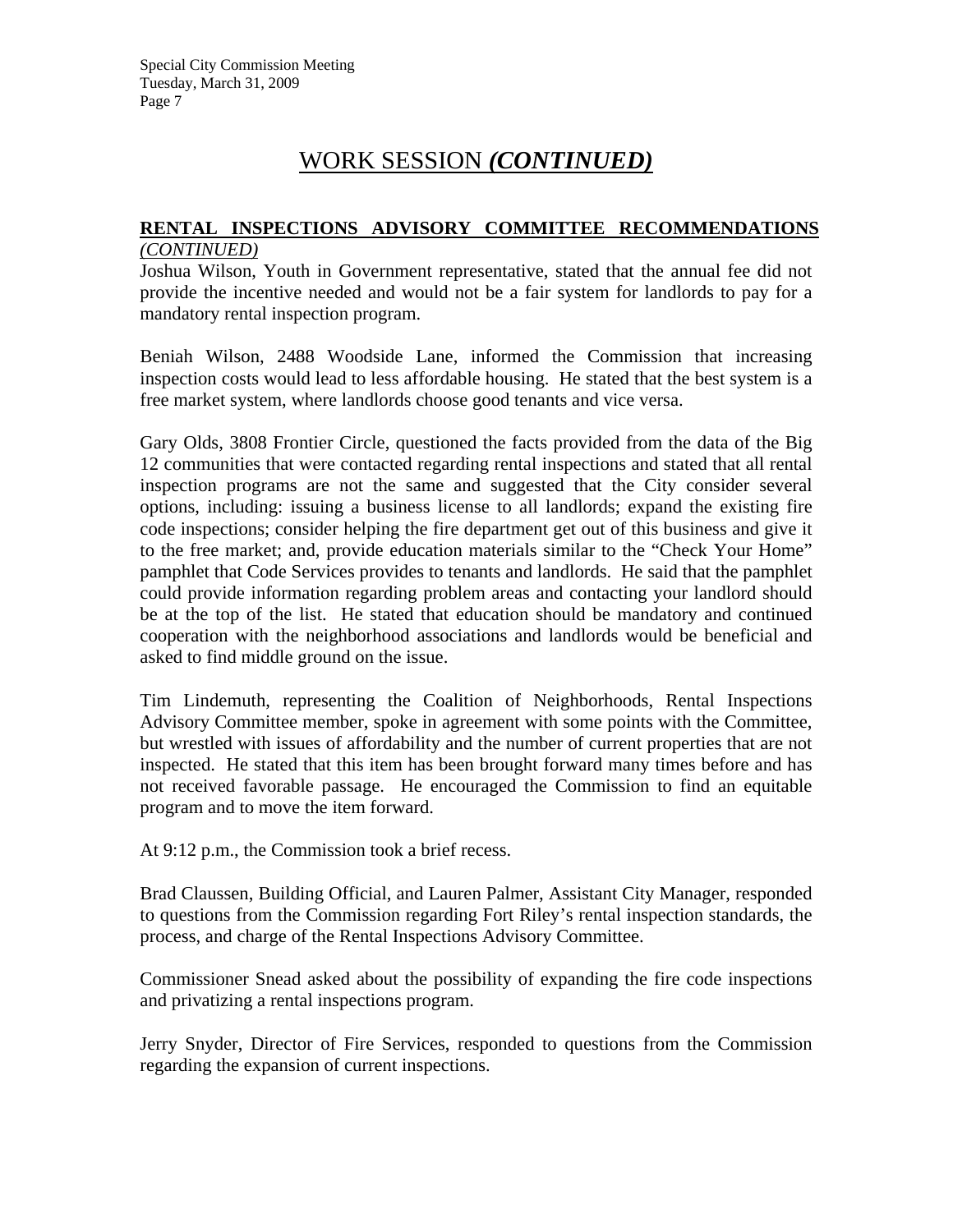# WORK SESSION *(CONTINUED)*

**RENTAL INSPECTIONS ADVISORY COMMITTEE RECOMMENDATIONS** *(CONTINUED)*

Joshua Wilson, Youth in Government representative, stated that the annual fee did not provide the incentive needed and would not be a fair system for landlords to pay for a mandatory rental inspection program.

Beniah Wilson, 2488 Woodside Lane, informed the Commission that increasing inspection costs would lead to less affordable housing. He stated that the best system is a free market system, where landlords choose good tenants and vice versa.

Gary Olds, 3808 Frontier Circle, questioned the facts provided from the data of the Big 12 communities that were contacted regarding rental inspections and stated that all rental inspection programs are not the same and suggested that the City consider several options, including: issuing a business license to all landlords; expand the existing fire code inspections; consider helping the fire department get out of this business and give it to the free market; and, provide education materials similar to the "Check Your Home" pamphlet that Code Services provides to tenants and landlords. He said that the pamphlet could provide information regarding problem areas and contacting your landlord should be at the top of the list. He stated that education should be mandatory and continued cooperation with the neighborhood associations and landlords would be beneficial and asked to find middle ground on the issue.

Tim Lindemuth, representing the Coalition of Neighborhoods, Rental Inspections Advisory Committee member, spoke in agreement with some points with the Committee, but wrestled with issues of affordability and the number of current properties that are not inspected. He stated that this item has been brought forward many times before and has not received favorable passage. He encouraged the Commission to find an equitable program and to move the item forward.

At 9:12 p.m., the Commission took a brief recess.

Brad Claussen, Building Official, and Lauren Palmer, Assistant City Manager, responded to questions from the Commission regarding Fort Riley's rental inspection standards, the process, and charge of the Rental Inspections Advisory Committee.

Commissioner Snead asked about the possibility of expanding the fire code inspections and privatizing a rental inspections program.

Jerry Snyder, Director of Fire Services, responded to questions from the Commission regarding the expansion of current inspections.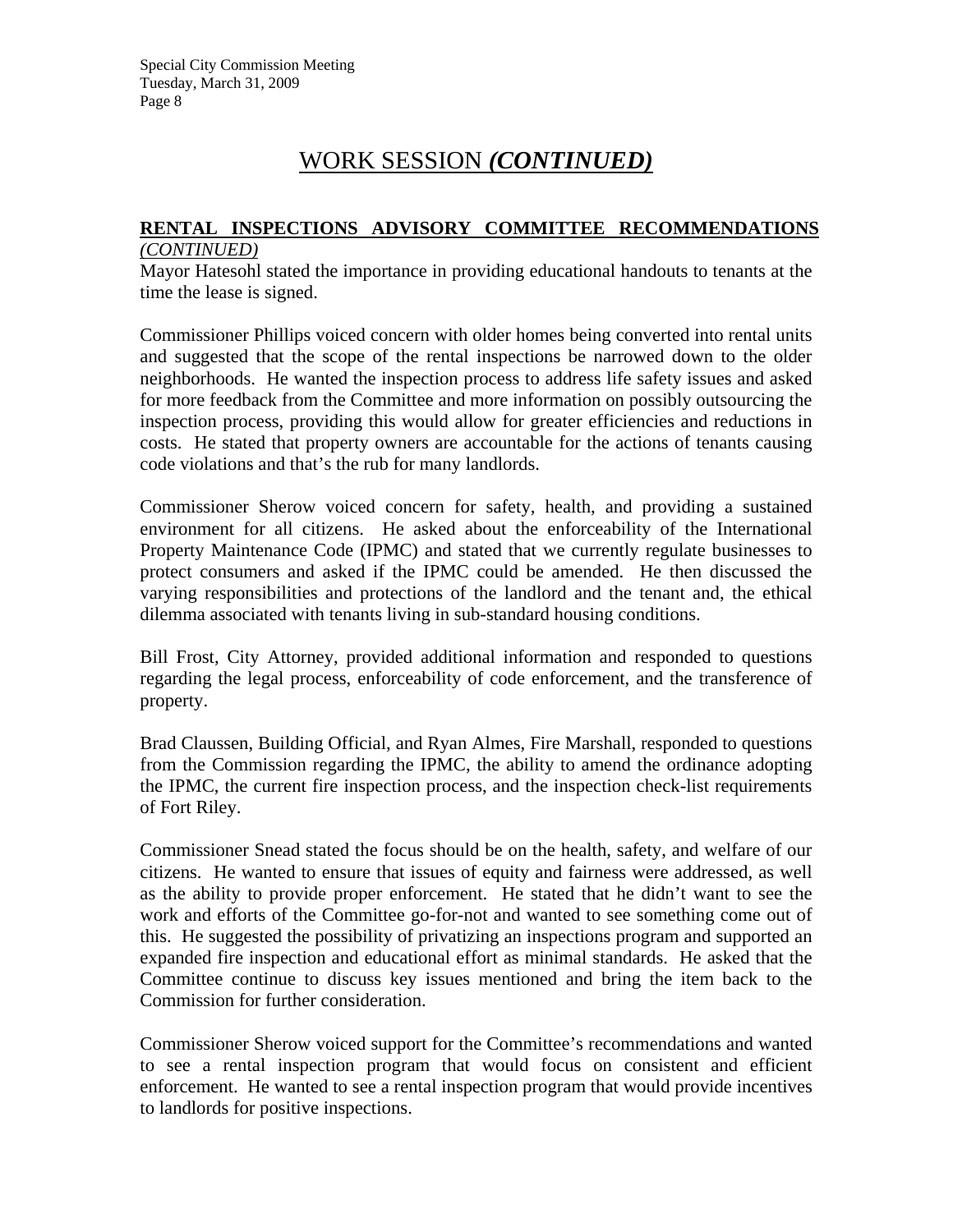# WORK SESSION *(CONTINUED)*

**RENTAL INSPECTIONS ADVISORY COMMITTEE RECOMMENDATIONS** *(CONTINUED)*

Mayor Hatesohl stated the importance in providing educational handouts to tenants at the time the lease is signed.

Commissioner Phillips voiced concern with older homes being converted into rental units and suggested that the scope of the rental inspections be narrowed down to the older neighborhoods. He wanted the inspection process to address life safety issues and asked for more feedback from the Committee and more information on possibly outsourcing the inspection process, providing this would allow for greater efficiencies and reductions in costs. He stated that property owners are accountable for the actions of tenants causing code violations and that's the rub for many landlords.

Commissioner Sherow voiced concern for safety, health, and providing a sustained environment for all citizens. He asked about the enforceability of the International Property Maintenance Code (IPMC) and stated that we currently regulate businesses to protect consumers and asked if the IPMC could be amended. He then discussed the varying responsibilities and protections of the landlord and the tenant and, the ethical dilemma associated with tenants living in sub-standard housing conditions.

Bill Frost, City Attorney, provided additional information and responded to questions regarding the legal process, enforceability of code enforcement, and the transference of property.

Brad Claussen, Building Official, and Ryan Almes, Fire Marshall, responded to questions from the Commission regarding the IPMC, the ability to amend the ordinance adopting the IPMC, the current fire inspection process, and the inspection check-list requirements of Fort Riley.

Commissioner Snead stated the focus should be on the health, safety, and welfare of our citizens. He wanted to ensure that issues of equity and fairness were addressed, as well as the ability to provide proper enforcement. He stated that he didn't want to see the work and efforts of the Committee go-for-not and wanted to see something come out of this. He suggested the possibility of privatizing an inspections program and supported an expanded fire inspection and educational effort as minimal standards. He asked that the Committee continue to discuss key issues mentioned and bring the item back to the Commission for further consideration.

Commissioner Sherow voiced support for the Committee's recommendations and wanted to see a rental inspection program that would focus on consistent and efficient enforcement. He wanted to see a rental inspection program that would provide incentives to landlords for positive inspections.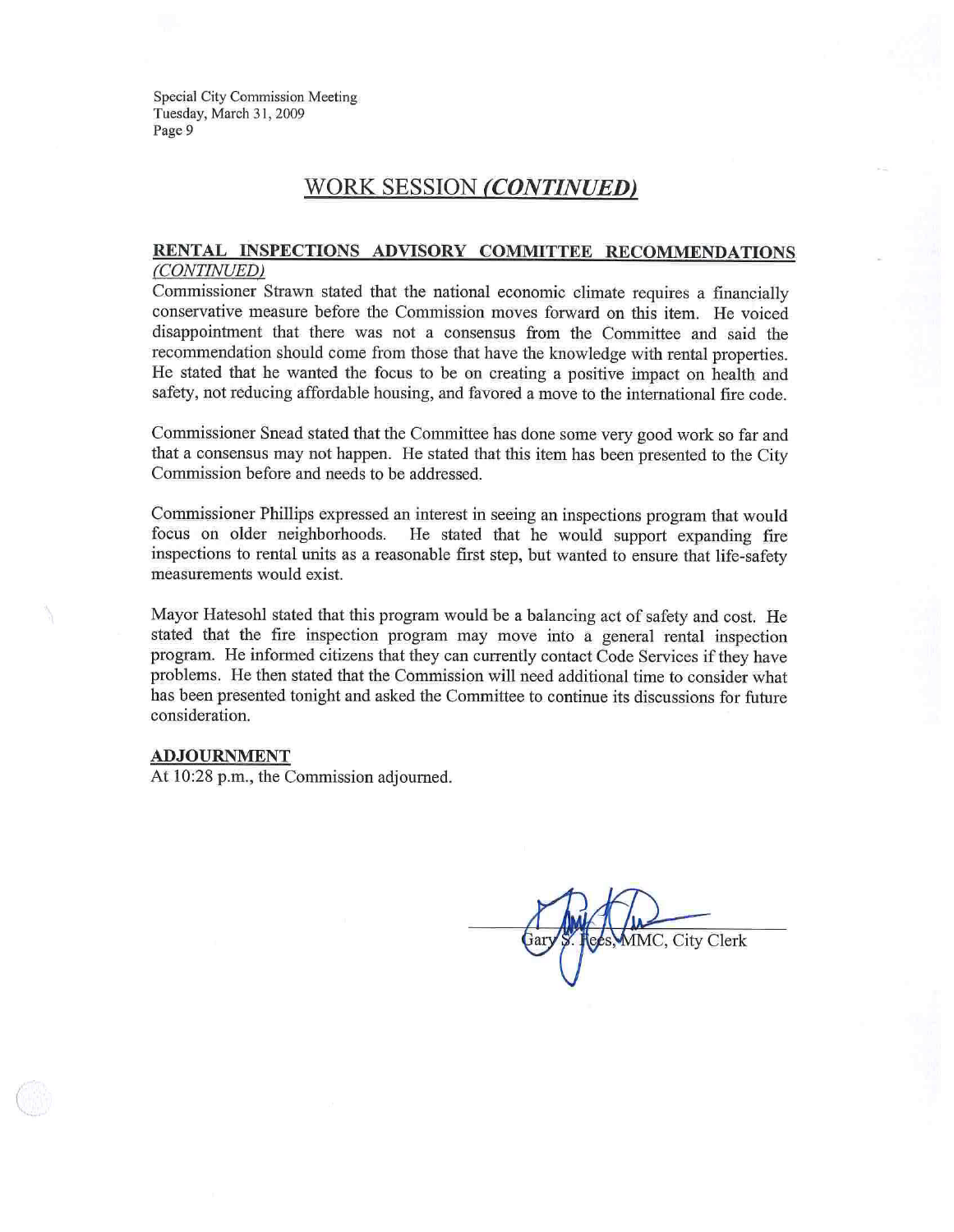## WORK SESSION *(CONTINUED)*

**RENTAL INSPECTIONS ADVISORY COMMITTEE RECOMMENDATIONS** *(CONTINUED)*

Commissioner Strawn stated that the national economic climate requires a financially conservative measure before the Commission moves forward on this item. He voiced disappointment that there was not a consensus from the Committee and said the recommendation should come from those that have the knowledge with rental properties. He stated that he wanted the focus to be on creating a positive impact on health and safety, not reducing affordable housing, and favored a move to the international fire code.

Commissioner Snead stated that the Committee has done some very good work so far and that a consensus may not happen. He stated that this item has been presented to the City Commission before and needs to be addressed.

Commissioner Phillips expressed an interest in seeing an inspections program that would focus on older neighborhoods. He stated that he would support expanding fire inspections to rental units as a reasonable first step, but wanted to ensure that life-safety measurements would exist.

Mayor Hatesohl stated that this program would be a balancing act of safety and cost. He stated that the fire inspection program may move into a general rental inspection program. He informed citizens that they can currently contact Code Services if they have problems. He then stated that the Commission will need additional time to consider what has been presented tonight and asked the Committee to continue its discussions for future consideration.

**ADJOURNMENT**

At 10:28 p.m., the Commission adjourned.

Gary S. Fees, MMC, City Clerk